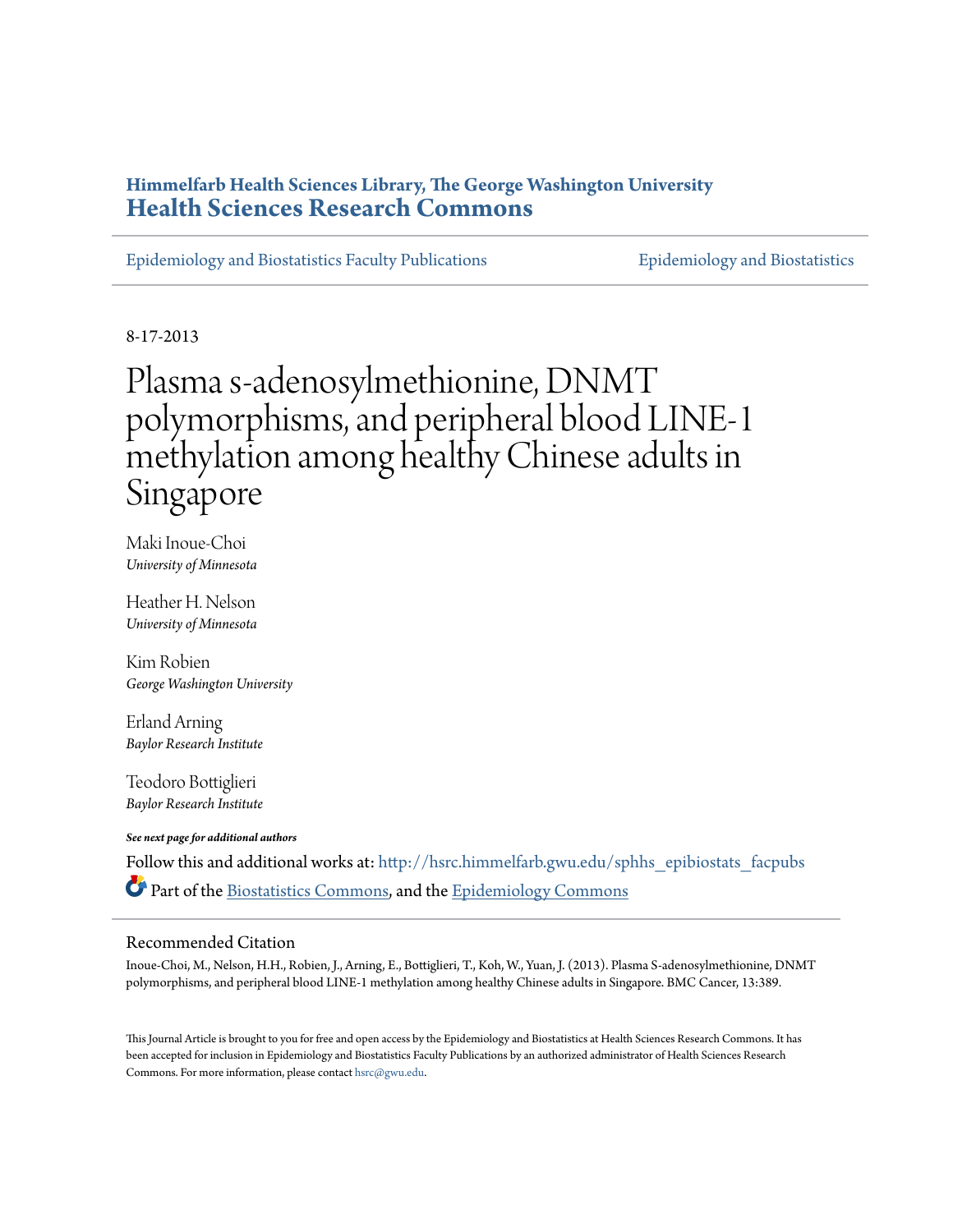**Himmelfarb Health Sciences Library, The George Washington University**
**Health Sciences Research Commons**

Epidemiology and Biostatistics Faculty Publications | Epidemiology and Biostatistics

8-17-2013

# Plasma s-adenosylmethionine, DNMT polymorphisms, and peripheral blood LINE-1 methylation among healthy Chinese adults in Singapore

Maki Inoue-Choi
*University of Minnesota*

Heather H. Nelson
*University of Minnesota*

Kim Robien
*George Washington University*

Erland Arning
*Baylor Research Institute*

Teodoro Bottiglieri
*Baylor Research Institute*

***See next page for additional authors***

Follow this and additional works at: http://hsrc.himmelfarb.gwu.edu/sphhs_epibiostats_facpubs

Part of the Biostatistics Commons, and the Epidemiology Commons

## Recommended Citation

Inoue-Choi, M., Nelson, H.H., Robien, J., Arning, E., Bottiglieri, T., Koh, W., Yuan, J. (2013). Plasma S-adenosylmethionine, DNMT polymorphisms, and peripheral blood LINE-1 methylation among healthy Chinese adults in Singapore. BMC Cancer, 13:389.

This Journal Article is brought to you for free and open access by the Epidemiology and Biostatistics at Health Sciences Research Commons. It has been accepted for inclusion in Epidemiology and Biostatistics Faculty Publications by an authorized administrator of Health Sciences Research Commons. For more information, please contact hsrc@gwu.edu.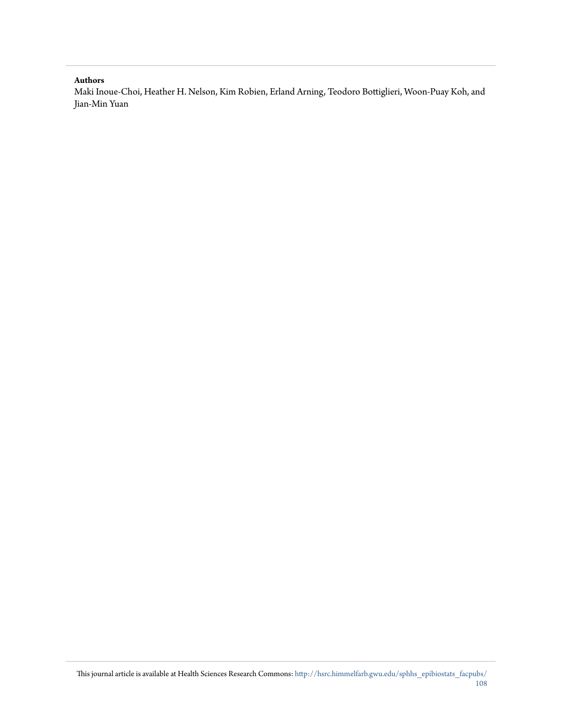**Authors**

Maki Inoue-Choi, Heather H. Nelson, Kim Robien, Erland Arning, Teodoro Bottiglieri, Woon-Puay Koh, and Jian-Min Yuan

This journal article is available at Health Sciences Research Commons: http://hsrc.himmelfarb.gwu.edu/sphhs_epibiostats_facpubs/108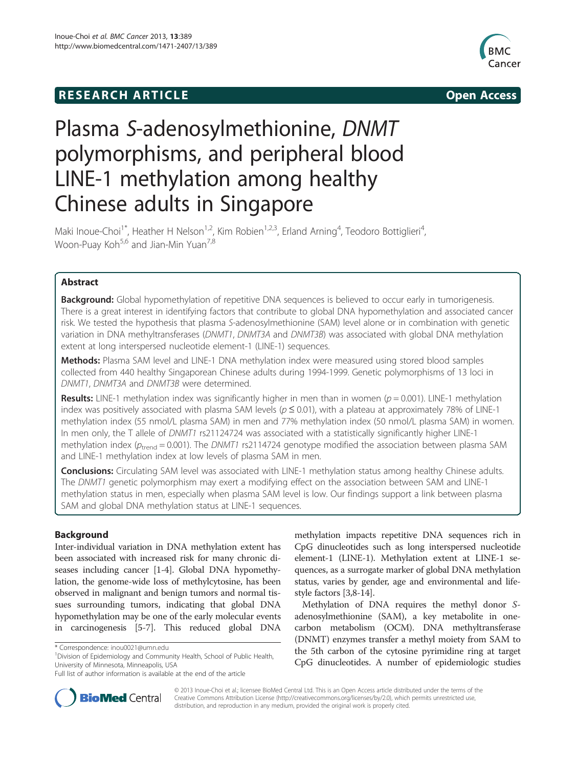# Plasma S-adenosylmethionine, *DNMT* polymorphisms, and peripheral blood LINE-1 methylation among healthy Chinese adults in Singapore

Maki Inoue-Choi[1*], Heather H Nelson[1,2], Kim Robien[1,2,3], Erland Arning[4], Teodoro Bottiglieri[4], Woon-Puay Koh[5,6] and Jian-Min Yuan[7,8]

## Abstract

**Background:** Global hypomethylation of repetitive DNA sequences is believed to occur early in tumorigenesis. There is a great interest in identifying factors that contribute to global DNA hypomethylation and associated cancer risk. We tested the hypothesis that plasma *S*-adenosylmethionine (SAM) level alone or in combination with genetic variation in DNA methyltransferases (*DNMT1*, *DNMT3A* and *DNMT3B*) was associated with global DNA methylation extent at long interspersed nucleotide element-1 (LINE-1) sequences.

**Methods:** Plasma SAM level and LINE-1 DNA methylation index were measured using stored blood samples collected from 440 healthy Singaporean Chinese adults during 1994-1999. Genetic polymorphisms of 13 loci in *DNMT1*, *DNMT3A* and *DNMT3B* were determined.

**Results:** LINE-1 methylation index was significantly higher in men than in women ($p = 0.001$). LINE-1 methylation index was positively associated with plasma SAM levels ($p \le 0.01$), with a plateau at approximately 78% of LINE-1 methylation index (55 nmol/L plasma SAM) in men and 77% methylation index (50 nmol/L plasma SAM) in women. In men only, the T allele of *DNMT1* rs21124724 was associated with a statistically significantly higher LINE-1 methylation index ($p_{trend} = 0.001$). The *DNMT1* rs2114724 genotype modified the association between plasma SAM and LINE-1 methylation index at low levels of plasma SAM in men.

**Conclusions:** Circulating SAM level was associated with LINE-1 methylation status among healthy Chinese adults. The *DNMT1* genetic polymorphism may exert a modifying effect on the association between SAM and LINE-1 methylation status in men, especially when plasma SAM level is low. Our findings support a link between plasma SAM and global DNA methylation status at LINE-1 sequences.

## Background

Inter-individual variation in DNA methylation extent has been associated with increased risk for many chronic diseases including cancer [1-4]. Global DNA hypomethylation, the genome-wide loss of methylcytosine, has been observed in malignant and benign tumors and normal tissues surrounding tumors, indicating that global DNA hypomethylation may be one of the early molecular events in carcinogenesis [5-7]. This reduced global DNA methylation impacts repetitive DNA sequences rich in CpG dinucleotides such as long interspersed nucleotide element-1 (LINE-1). Methylation extent at LINE-1 sequences, as a surrogate marker of global DNA methylation status, varies by gender, age and environmental and lifestyle factors [3,8-14].

Methylation of DNA requires the methyl donor *S*-adenosylmethionine (SAM), a key metabolite in one-carbon metabolism (OCM). DNA methyltransferase (DNMT) enzymes transfer a methyl moiety from SAM to the 5th carbon of the cytosine pyrimidine ring at target CpG dinucleotides. A number of epidemiologic studies

\* Correspondence: inou0021@umn.edu
[1]Division of Epidemiology and Community Health, School of Public Health, University of Minnesota, Minneapolis, USA
Full list of author information is available at the end of the article

© 2013 Inoue-Choi et al.; licensee BioMed Central Ltd. This is an Open Access article distributed under the terms of the Creative Commons Attribution License (http://creativecommons.org/licenses/by/2.0), which permits unrestricted use, distribution, and reproduction in any medium, provided the original work is properly cited.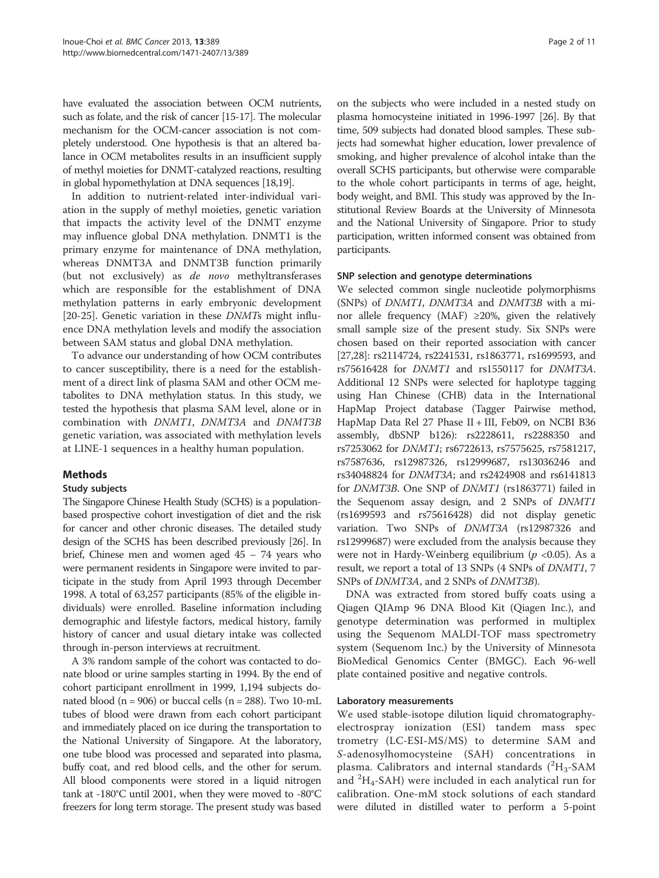have evaluated the association between OCM nutrients, such as folate, and the risk of cancer [15-17]. The molecular mechanism for the OCM-cancer association is not completely understood. One hypothesis is that an altered balance in OCM metabolites results in an insufficient supply of methyl moieties for DNMT-catalyzed reactions, resulting in global hypomethylation at DNA sequences [18,19].

In addition to nutrient-related inter-individual variation in the supply of methyl moieties, genetic variation that impacts the activity level of the DNMT enzyme may influence global DNA methylation. DNMT1 is the primary enzyme for maintenance of DNA methylation, whereas DNMT3A and DNMT3B function primarily (but not exclusively) as *de novo* methyltransferases which are responsible for the establishment of DNA methylation patterns in early embryonic development [20-25]. Genetic variation in these *DNMT*s might influence DNA methylation levels and modify the association between SAM status and global DNA methylation.

To advance our understanding of how OCM contributes to cancer susceptibility, there is a need for the establishment of a direct link of plasma SAM and other OCM metabolites to DNA methylation status. In this study, we tested the hypothesis that plasma SAM level, alone or in combination with *DNMT1*, *DNMT3A* and *DNMT3B* genetic variation, was associated with methylation levels at LINE-1 sequences in a healthy human population.

## Methods

### Study subjects

The Singapore Chinese Health Study (SCHS) is a population-based prospective cohort investigation of diet and the risk for cancer and other chronic diseases. The detailed study design of the SCHS has been described previously [26]. In brief, Chinese men and women aged 45 – 74 years who were permanent residents in Singapore were invited to participate in the study from April 1993 through December 1998. A total of 63,257 participants (85% of the eligible individuals) were enrolled. Baseline information including demographic and lifestyle factors, medical history, family history of cancer and usual dietary intake was collected through in-person interviews at recruitment.

A 3% random sample of the cohort was contacted to donate blood or urine samples starting in 1994. By the end of cohort participant enrollment in 1999, 1,194 subjects donated blood (n = 906) or buccal cells (n = 288). Two 10-mL tubes of blood were drawn from each cohort participant and immediately placed on ice during the transportation to the National University of Singapore. At the laboratory, one tube blood was processed and separated into plasma, buffy coat, and red blood cells, and the other for serum. All blood components were stored in a liquid nitrogen tank at -180°C until 2001, when they were moved to -80°C freezers for long term storage. The present study was based on the subjects who were included in a nested study on plasma homocysteine initiated in 1996-1997 [26]. By that time, 509 subjects had donated blood samples. These subjects had somewhat higher education, lower prevalence of smoking, and higher prevalence of alcohol intake than the overall SCHS participants, but otherwise were comparable to the whole cohort participants in terms of age, height, body weight, and BMI. This study was approved by the Institutional Review Boards at the University of Minnesota and the National University of Singapore. Prior to study participation, written informed consent was obtained from participants.

### SNP selection and genotype determinations

We selected common single nucleotide polymorphisms (SNPs) of *DNMT1*, *DNMT3A* and *DNMT3B* with a minor allele frequency (MAF) ≥20%, given the relatively small sample size of the present study. Six SNPs were chosen based on their reported association with cancer [27,28]: rs2114724, rs2241531, rs1863771, rs1699593, and rs75616428 for *DNMT1* and rs1550117 for *DNMT3A*. Additional 12 SNPs were selected for haplotype tagging using Han Chinese (CHB) data in the International HapMap Project database (Tagger Pairwise method, HapMap Data Rel 27 Phase II + III, Feb09, on NCBI B36 assembly, dbSNP b126): rs2228611, rs2288350 and rs7253062 for *DNMT1*; rs6722613, rs7575625, rs7581217, rs7587636, rs12987326, rs12999687, rs13036246 and rs34048824 for *DNMT3A*; and rs2424908 and rs6141813 for *DNMT3B*. One SNP of *DNMT1* (rs1863771) failed in the Sequenom assay design, and 2 SNPs of *DNMT1* (rs1699593 and rs75616428) did not display genetic variation. Two SNPs of *DNMT3A* (rs12987326 and rs12999687) were excluded from the analysis because they were not in Hardy-Weinberg equilibrium ($p$ <0.05). As a result, we report a total of 13 SNPs (4 SNPs of *DNMT1*, 7 SNPs of *DNMT3A*, and 2 SNPs of *DNMT3B*).

DNA was extracted from stored buffy coats using a Qiagen QIAmp 96 DNA Blood Kit (Qiagen Inc.), and genotype determination was performed in multiplex using the Sequenom MALDI-TOF mass spectrometry system (Sequenom Inc.) by the University of Minnesota BioMedical Genomics Center (BMGC). Each 96-well plate contained positive and negative controls.

### Laboratory measurements

We used stable-isotope dilution liquid chromatography-electrospray ionization (ESI) tandem mass spec trometry (LC-ESI-MS/MS) to determine SAM and *S*-adenosylhomocysteine (SAH) concentrations in plasma. Calibrators and internal standards ($^{2}H_3$-SAM and $^{2}H_4$-SAH) were included in each analytical run for calibration. One-mM stock solutions of each standard were diluted in distilled water to perform a 5-point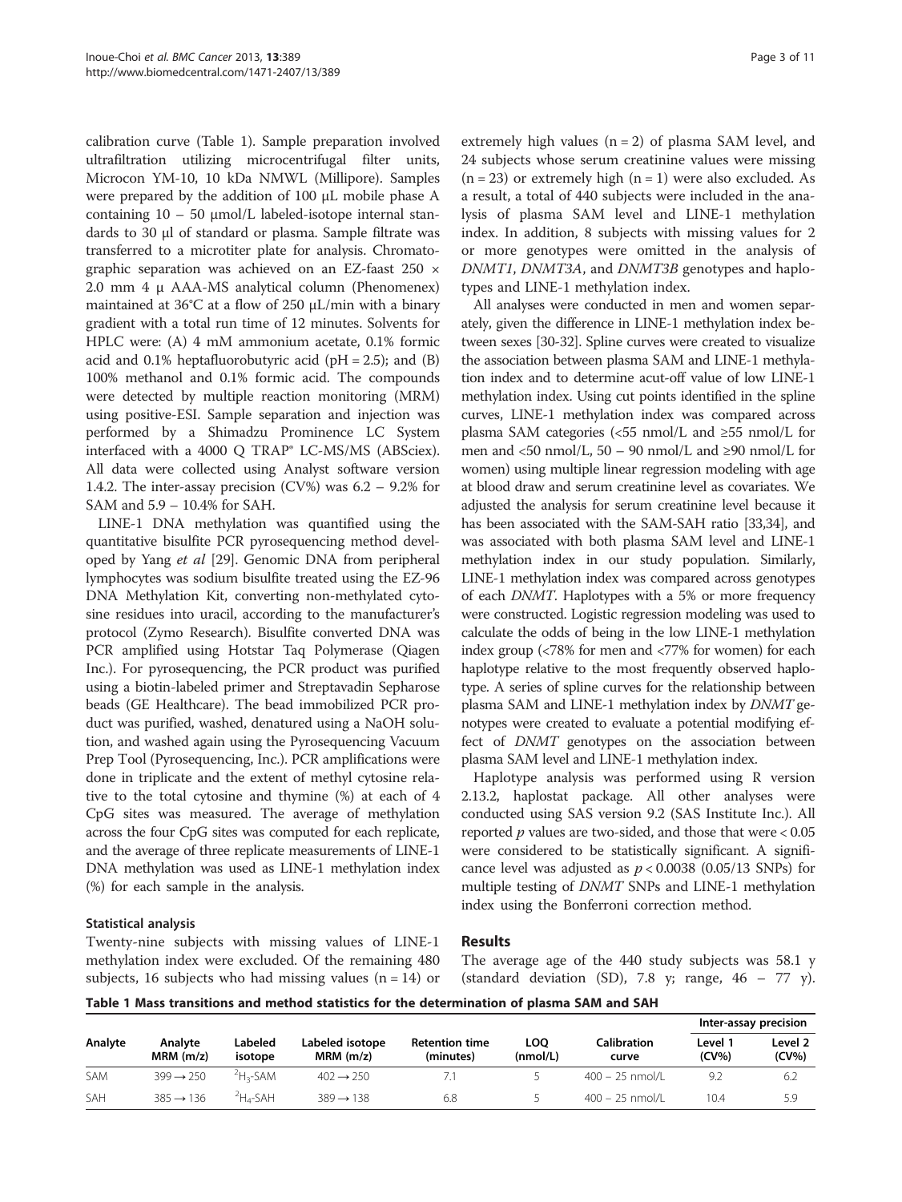calibration curve (Table 1). Sample preparation involved ultrafiltration utilizing microcentrifugal filter units, Microcon YM-10, 10 kDa NMWL (Millipore). Samples were prepared by the addition of 100 μL mobile phase A containing 10 – 50 μmol/L labeled-isotope internal standards to 30 μl of standard or plasma. Sample filtrate was transferred to a microtiter plate for analysis. Chromatographic separation was achieved on an EZ-faast 250 × 2.0 mm 4 μ AAA-MS analytical column (Phenomenex) maintained at 36°C at a flow of 250 μL/min with a binary gradient with a total run time of 12 minutes. Solvents for HPLC were: (A) 4 mM ammonium acetate, 0.1% formic acid and 0.1% heptafluorobutyric acid (pH = 2.5); and (B) 100% methanol and 0.1% formic acid. The compounds were detected by multiple reaction monitoring (MRM) using positive-ESI. Sample separation and injection was performed by a Shimadzu Prominence LC System interfaced with a 4000 Q TRAP® LC-MS/MS (ABSciex). All data were collected using Analyst software version 1.4.2. The inter-assay precision (CV%) was 6.2 – 9.2% for SAM and 5.9 – 10.4% for SAH.

LINE-1 DNA methylation was quantified using the quantitative bisulfite PCR pyrosequencing method developed by Yang *et al* [29]. Genomic DNA from peripheral lymphocytes was sodium bisulfite treated using the EZ-96 DNA Methylation Kit, converting non-methylated cytosine residues into uracil, according to the manufacturer's protocol (Zymo Research). Bisulfite converted DNA was PCR amplified using Hotstar Taq Polymerase (Qiagen Inc.). For pyrosequencing, the PCR product was purified using a biotin-labeled primer and Streptavadin Sepharose beads (GE Healthcare). The bead immobilized PCR product was purified, washed, denatured using a NaOH solution, and washed again using the Pyrosequencing Vacuum Prep Tool (Pyrosequencing, Inc.). PCR amplifications were done in triplicate and the extent of methyl cytosine relative to the total cytosine and thymine (%) at each of 4 CpG sites was measured. The average of methylation across the four CpG sites was computed for each replicate, and the average of three replicate measurements of LINE-1 DNA methylation was used as LINE-1 methylation index (%) for each sample in the analysis.

### Statistical analysis

Twenty-nine subjects with missing values of LINE-1 methylation index were excluded. Of the remaining 480 subjects, 16 subjects who had missing values (n = 14) or extremely high values (n = 2) of plasma SAM level, and 24 subjects whose serum creatinine values were missing (n = 23) or extremely high (n = 1) were also excluded. As a result, a total of 440 subjects were included in the analysis of plasma SAM level and LINE-1 methylation index. In addition, 8 subjects with missing values for 2 or more genotypes were omitted in the analysis of *DNMT1*, *DNMT3A*, and *DNMT3B* genotypes and haplotypes and LINE-1 methylation index.

All analyses were conducted in men and women separately, given the difference in LINE-1 methylation index between sexes [30-32]. Spline curves were created to visualize the association between plasma SAM and LINE-1 methylation index and to determine acut-off value of low LINE-1 methylation index. Using cut points identified in the spline curves, LINE-1 methylation index was compared across plasma SAM categories (<55 nmol/L and ≥55 nmol/L for men and <50 nmol/L, 50 – 90 nmol/L and ≥90 nmol/L for women) using multiple linear regression modeling with age at blood draw and serum creatinine level as covariates. We adjusted the analysis for serum creatinine level because it has been associated with the SAM-SAH ratio [33,34], and was associated with both plasma SAM level and LINE-1 methylation index in our study population. Similarly, LINE-1 methylation index was compared across genotypes of each *DNMT*. Haplotypes with a 5% or more frequency were constructed. Logistic regression modeling was used to calculate the odds of being in the low LINE-1 methylation index group (<78% for men and <77% for women) for each haplotype relative to the most frequently observed haplotype. A series of spline curves for the relationship between plasma SAM and LINE-1 methylation index by *DNMT* genotypes were created to evaluate a potential modifying effect of *DNMT* genotypes on the association between plasma SAM level and LINE-1 methylation index.

Haplotype analysis was performed using R version 2.13.2, haplostat package. All other analyses were conducted using SAS version 9.2 (SAS Institute Inc.). All reported $p$ values are two-sided, and those that were < 0.05 were considered to be statistically significant. A significance level was adjusted as $p < 0.0038$ (0.05/13 SNPs) for multiple testing of *DNMT* SNPs and LINE-1 methylation index using the Bonferroni correction method.

## Results

The average age of the 440 study subjects was 58.1 y (standard deviation (SD), 7.8 y; range, 46 – 77 y).

**Table 1 Mass transitions and method statistics for the determination of plasma SAM and SAH**

| Analyte | Analyte MRM (m/z) | Labeled isotope | Labeled isotope MRM (m/z) | Retention time (minutes) | LOQ (nmol/L) | Calibration curve | Inter-assay precision | |
|---|---|---|---|---|---|---|---|---|
| | | | | | | | Level 1 (CV%) | Level 2 (CV%) |
| SAM | 399 → 250 | $^{2}H_3$-SAM | 402 → 250 | 7.1 | 5 | 400 – 25 nmol/L | 9.2 | 6.2 |
| SAH | 385 → 136 | $^{2}H_4$-SAH | 389 → 138 | 6.8 | 5 | 400 – 25 nmol/L | 10.4 | 5.9 |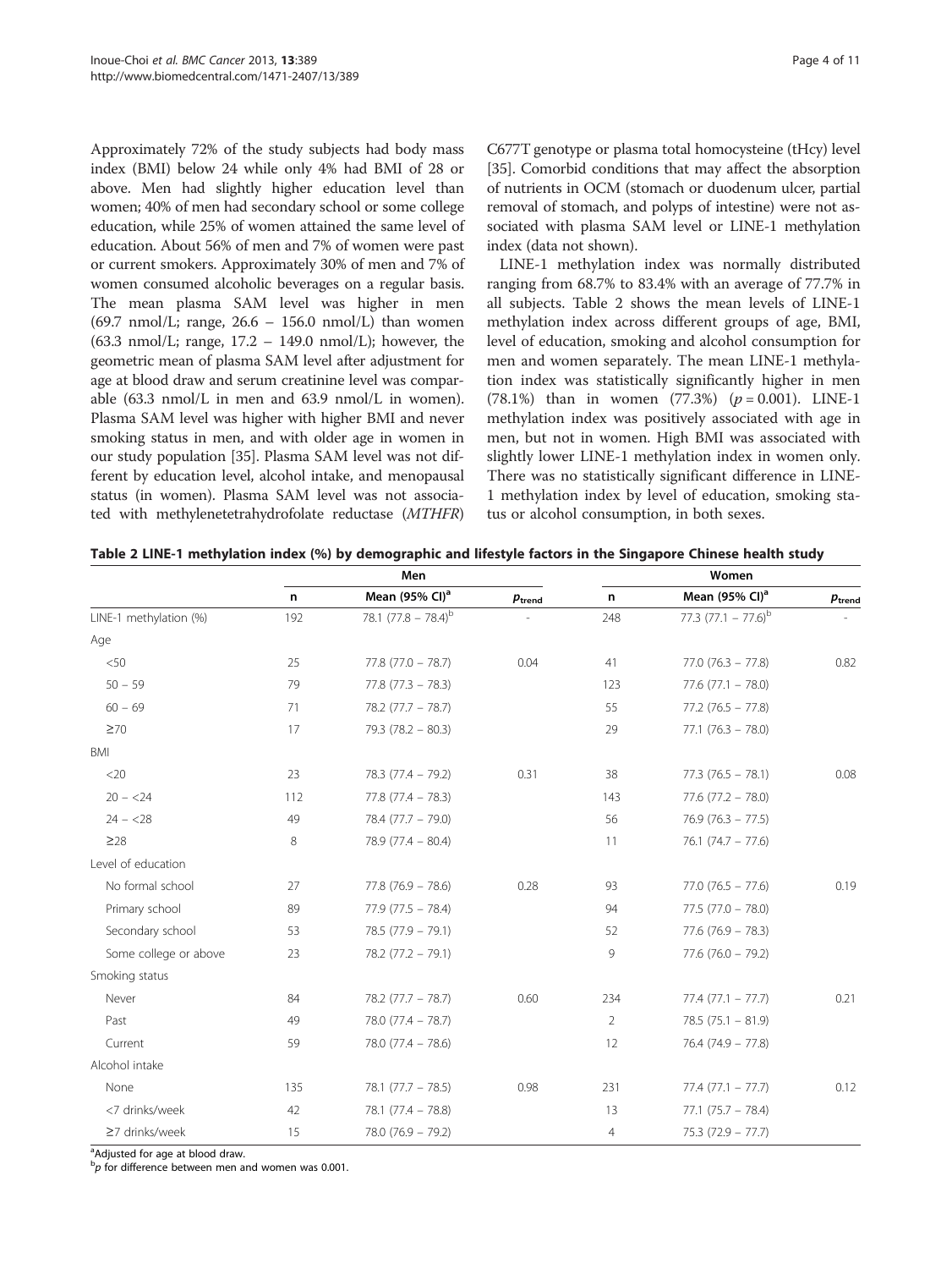Approximately 72% of the study subjects had body mass index (BMI) below 24 while only 4% had BMI of 28 or above. Men had slightly higher education level than women; 40% of men had secondary school or some college education, while 25% of women attained the same level of education. About 56% of men and 7% of women were past or current smokers. Approximately 30% of men and 7% of women consumed alcoholic beverages on a regular basis. The mean plasma SAM level was higher in men (69.7 nmol/L; range, 26.6 – 156.0 nmol/L) than women (63.3 nmol/L; range, 17.2 – 149.0 nmol/L); however, the geometric mean of plasma SAM level after adjustment for age at blood draw and serum creatinine level was comparable (63.3 nmol/L in men and 63.9 nmol/L in women). Plasma SAM level was higher with higher BMI and never smoking status in men, and with older age in women in our study population [35]. Plasma SAM level was not different by education level, alcohol intake, and menopausal status (in women). Plasma SAM level was not associated with methylenetetrahydrofolate reductase (*MTHFR*) C677T genotype or plasma total homocysteine (tHcy) level [35]. Comorbid conditions that may affect the absorption of nutrients in OCM (stomach or duodenum ulcer, partial removal of stomach, and polyps of intestine) were not associated with plasma SAM level or LINE-1 methylation index (data not shown).

LINE-1 methylation index was normally distributed ranging from 68.7% to 83.4% with an average of 77.7% in all subjects. Table 2 shows the mean levels of LINE-1 methylation index across different groups of age, BMI, level of education, smoking and alcohol consumption for men and women separately. The mean LINE-1 methylation index was statistically significantly higher in men (78.1%) than in women (77.3%) ($p = 0.001$). LINE-1 methylation index was positively associated with age in men, but not in women. High BMI was associated with slightly lower LINE-1 methylation index in women only. There was no statistically significant difference in LINE-1 methylation index by level of education, smoking status or alcohol consumption, in both sexes.

**Table 2 LINE-1 methylation index (%) by demographic and lifestyle factors in the Singapore Chinese health study**

| | Men | | | Women | | |
|---|---|---|---|---|---|---|
| | n | Mean (95% CI)[a] | $p_{trend}$ | n | Mean (95% CI)[a] | $p_{trend}$ |
| LINE-1 methylation (%) | 192 | 78.1 (77.8 – 78.4)[b] | - | 248 | 77.3 (77.1 – 77.6)[b] | - |
| Age | | | | | | |
| <50 | 25 | 77.8 (77.0 – 78.7) | 0.04 | 41 | 77.0 (76.3 – 77.8) | 0.82 |
| 50 – 59 | 79 | 77.8 (77.3 – 78.3) | | 123 | 77.6 (77.1 – 78.0) | |
| 60 – 69 | 71 | 78.2 (77.7 – 78.7) | | 55 | 77.2 (76.5 – 77.8) | |
| ≥70 | 17 | 79.3 (78.2 – 80.3) | | 29 | 77.1 (76.3 – 78.0) | |
| BMI | | | | | | |
| <20 | 23 | 78.3 (77.4 – 79.2) | 0.31 | 38 | 77.3 (76.5 – 78.1) | 0.08 |
| 20 – <24 | 112 | 77.8 (77.4 – 78.3) | | 143 | 77.6 (77.2 – 78.0) | |
| 24 – <28 | 49 | 78.4 (77.7 – 79.0) | | 56 | 76.9 (76.3 – 77.5) | |
| ≥28 | 8 | 78.9 (77.4 – 80.4) | | 11 | 76.1 (74.7 – 77.6) | |
| Level of education | | | | | | |
| No formal school | 27 | 77.8 (76.9 – 78.6) | 0.28 | 93 | 77.0 (76.5 – 77.6) | 0.19 |
| Primary school | 89 | 77.9 (77.5 – 78.4) | | 94 | 77.5 (77.0 – 78.0) | |
| Secondary school | 53 | 78.5 (77.9 – 79.1) | | 52 | 77.6 (76.9 – 78.3) | |
| Some college or above | 23 | 78.2 (77.2 – 79.1) | | 9 | 77.6 (76.0 – 79.2) | |
| Smoking status | | | | | | |
| Never | 84 | 78.2 (77.7 – 78.7) | 0.60 | 234 | 77.4 (77.1 – 77.7) | 0.21 |
| Past | 49 | 78.0 (77.4 – 78.7) | | 2 | 78.5 (75.1 – 81.9) | |
| Current | 59 | 78.0 (77.4 – 78.6) | | 12 | 76.4 (74.9 – 77.8) | |
| Alcohol intake | | | | | | |
| None | 135 | 78.1 (77.7 – 78.5) | 0.98 | 231 | 77.4 (77.1 – 77.7) | 0.12 |
| <7 drinks/week | 42 | 78.1 (77.4 – 78.8) | | 13 | 77.1 (75.7 – 78.4) | |
| ≥7 drinks/week | 15 | 78.0 (76.9 – 79.2) | | 4 | 75.3 (72.9 – 77.7) | |

[a]Adjusted for age at blood draw.
[b]*p* for difference between men and women was 0.001.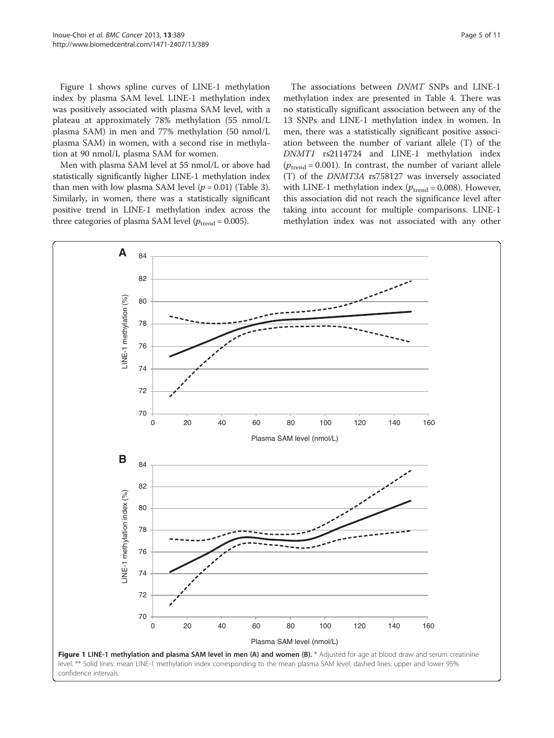Figure 1 shows spline curves of LINE-1 methylation index by plasma SAM level. LINE-1 methylation index was positively associated with plasma SAM level, with a plateau at approximately 78% methylation (55 nmol/L plasma SAM) in men and 77% methylation (50 nmol/L plasma SAM) in women, with a second rise in methylation at 90 nmol/L plasma SAM for women.

Men with plasma SAM level at 55 nmol/L or above had statistically significantly higher LINE-1 methylation index than men with low plasma SAM level ($p = 0.01$) (Table 3). Similarly, in women, there was a statistically significant positive trend in LINE-1 methylation index across the three categories of plasma SAM level ($p_{\text{trend}} = 0.005$).

The associations between *DNMT* SNPs and LINE-1 methylation index are presented in Table 4. There was no statistically significant association between any of the 13 SNPs and LINE-1 methylation index in women. In men, there was a statistically significant positive association between the number of variant allele (T) of the *DNMT1* rs2114724 and LINE-1 methylation index ($p_{\text{trend}} = 0.001$). In contrast, the number of variant allele (T) of the *DNMT3A* rs758127 was inversely associated with LINE-1 methylation index ($p_{\text{trend}} = 0.008$). However, this association did not reach the significance level after taking into account for multiple comparisons. LINE-1 methylation index was not associated with any other

**Figure 1 LINE-1 methylation and plasma SAM level in men (A) and women (B).** * Adjusted for age at blood draw and serum creatinine level. ** Solid lines: mean LINE-1 methylation index corresponding to the mean plasma SAM level; dashed lines: upper and lower 95% confidence intervals.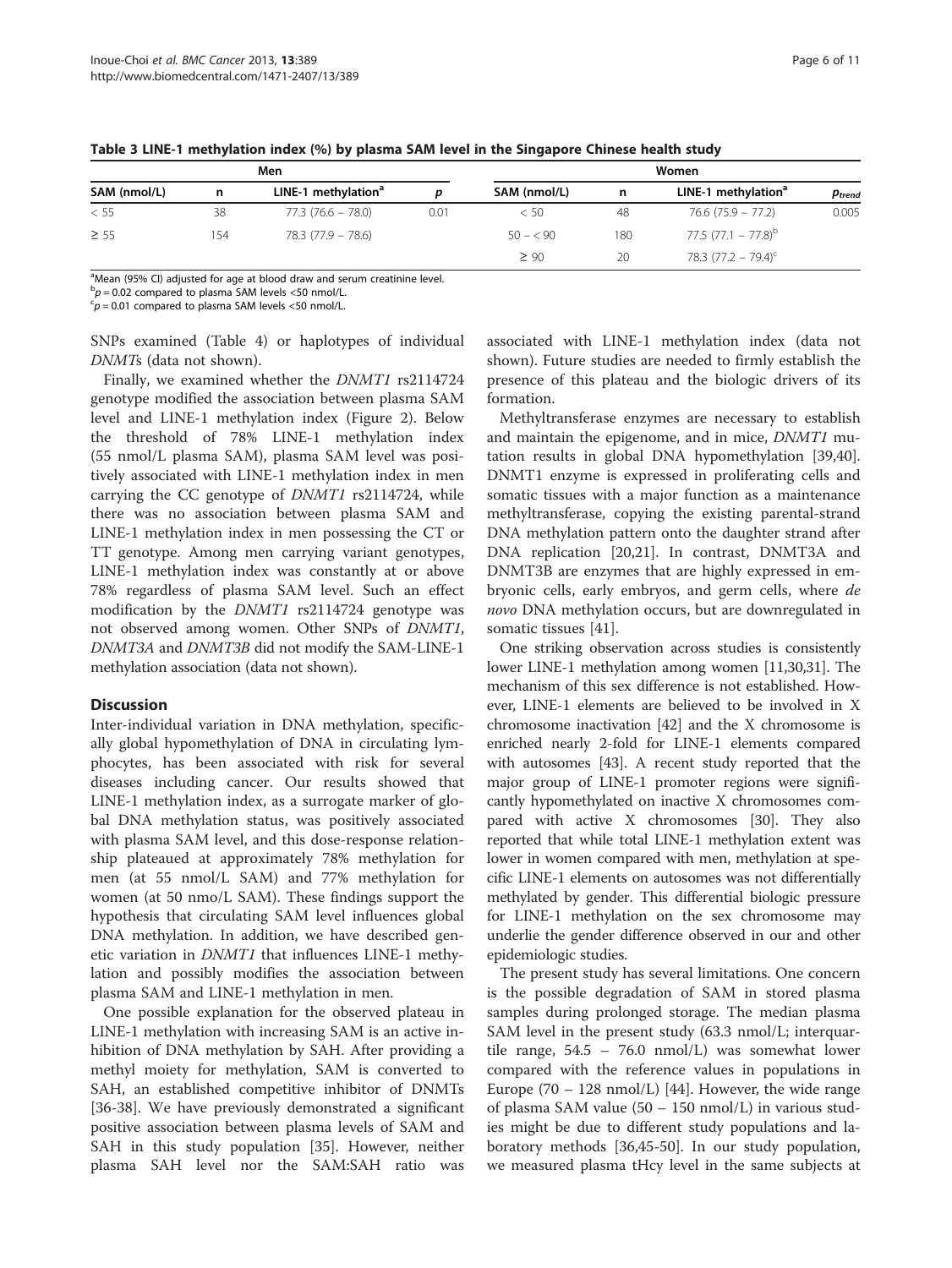**Table 3 LINE-1 methylation index (%) by plasma SAM level in the Singapore Chinese health study**

| Men | | | | Women | | | |
|---|---|---|---|---|---|---|---|
| SAM (nmol/L) | n | LINE-1 methylation[a] | p | SAM (nmol/L) | n | LINE-1 methylation[a] | $p_{trend}$ |
| < 55 | 38 | 77.3 (76.6 – 78.0) | 0.01 | < 50 | 48 | 76.6 (75.9 – 77.2) | 0.005 |
| ≥ 55 | 154 | 78.3 (77.9 – 78.6) | | 50 – < 90 | 180 | 77.5 (77.1 – 77.8)[b] | |
| | | | | ≥ 90 | 20 | 78.3 (77.2 – 79.4)[c] | |

[a]Mean (95% CI) adjusted for age at blood draw and serum creatinine level.
[b]$p = 0.02$ compared to plasma SAM levels <50 nmol/L.
[c]$p = 0.01$ compared to plasma SAM levels <50 nmol/L.

SNPs examined (Table 4) or haplotypes of individual *DNMT*s (data not shown).

Finally, we examined whether the *DNMT1* rs2114724 genotype modified the association between plasma SAM level and LINE-1 methylation index (Figure 2). Below the threshold of 78% LINE-1 methylation index (55 nmol/L plasma SAM), plasma SAM level was positively associated with LINE-1 methylation index in men carrying the CC genotype of *DNMT1* rs2114724, while there was no association between plasma SAM and LINE-1 methylation index in men possessing the CT or TT genotype. Among men carrying variant genotypes, LINE-1 methylation index was constantly at or above 78% regardless of plasma SAM level. Such an effect modification by the *DNMT1* rs2114724 genotype was not observed among women. Other SNPs of *DNMT1*, *DNMT3A* and *DNMT3B* did not modify the SAM-LINE-1 methylation association (data not shown).

## Discussion

Inter-individual variation in DNA methylation, specifically global hypomethylation of DNA in circulating lymphocytes, has been associated with risk for several diseases including cancer. Our results showed that LINE-1 methylation index, as a surrogate marker of global DNA methylation status, was positively associated with plasma SAM level, and this dose-response relationship plateaued at approximately 78% methylation for men (at 55 nmol/L SAM) and 77% methylation for women (at 50 nmo/L SAM). These findings support the hypothesis that circulating SAM level influences global DNA methylation. In addition, we have described genetic variation in *DNMT1* that influences LINE-1 methylation and possibly modifies the association between plasma SAM and LINE-1 methylation in men.

One possible explanation for the observed plateau in LINE-1 methylation with increasing SAM is an active inhibition of DNA methylation by SAH. After providing a methyl moiety for methylation, SAM is converted to SAH, an established competitive inhibitor of DNMTs [36-38]. We have previously demonstrated a significant positive association between plasma levels of SAM and SAH in this study population [35]. However, neither plasma SAH level nor the SAM:SAH ratio was associated with LINE-1 methylation index (data not shown). Future studies are needed to firmly establish the presence of this plateau and the biologic drivers of its formation.

Methyltransferase enzymes are necessary to establish and maintain the epigenome, and in mice, *DNMT1* mutation results in global DNA hypomethylation [39,40]. DNMT1 enzyme is expressed in proliferating cells and somatic tissues with a major function as a maintenance methyltransferase, copying the existing parental-strand DNA methylation pattern onto the daughter strand after DNA replication [20,21]. In contrast, DNMT3A and DNMT3B are enzymes that are highly expressed in embryonic cells, early embryos, and germ cells, where *de novo* DNA methylation occurs, but are downregulated in somatic tissues [41].

One striking observation across studies is consistently lower LINE-1 methylation among women [11,30,31]. The mechanism of this sex difference is not established. However, LINE-1 elements are believed to be involved in X chromosome inactivation [42] and the X chromosome is enriched nearly 2-fold for LINE-1 elements compared with autosomes [43]. A recent study reported that the major group of LINE-1 promoter regions were significantly hypomethylated on inactive X chromosomes compared with active X chromosomes [30]. They also reported that while total LINE-1 methylation extent was lower in women compared with men, methylation at specific LINE-1 elements on autosomes was not differentially methylated by gender. This differential biologic pressure for LINE-1 methylation on the sex chromosome may underlie the gender difference observed in our and other epidemiologic studies.

The present study has several limitations. One concern is the possible degradation of SAM in stored plasma samples during prolonged storage. The median plasma SAM level in the present study (63.3 nmol/L; interquartile range, 54.5 – 76.0 nmol/L) was somewhat lower compared with the reference values in populations in Europe (70 – 128 nmol/L) [44]. However, the wide range of plasma SAM value (50 – 150 nmol/L) in various studies might be due to different study populations and laboratory methods [36,45-50]. In our study population, we measured plasma tHcy level in the same subjects at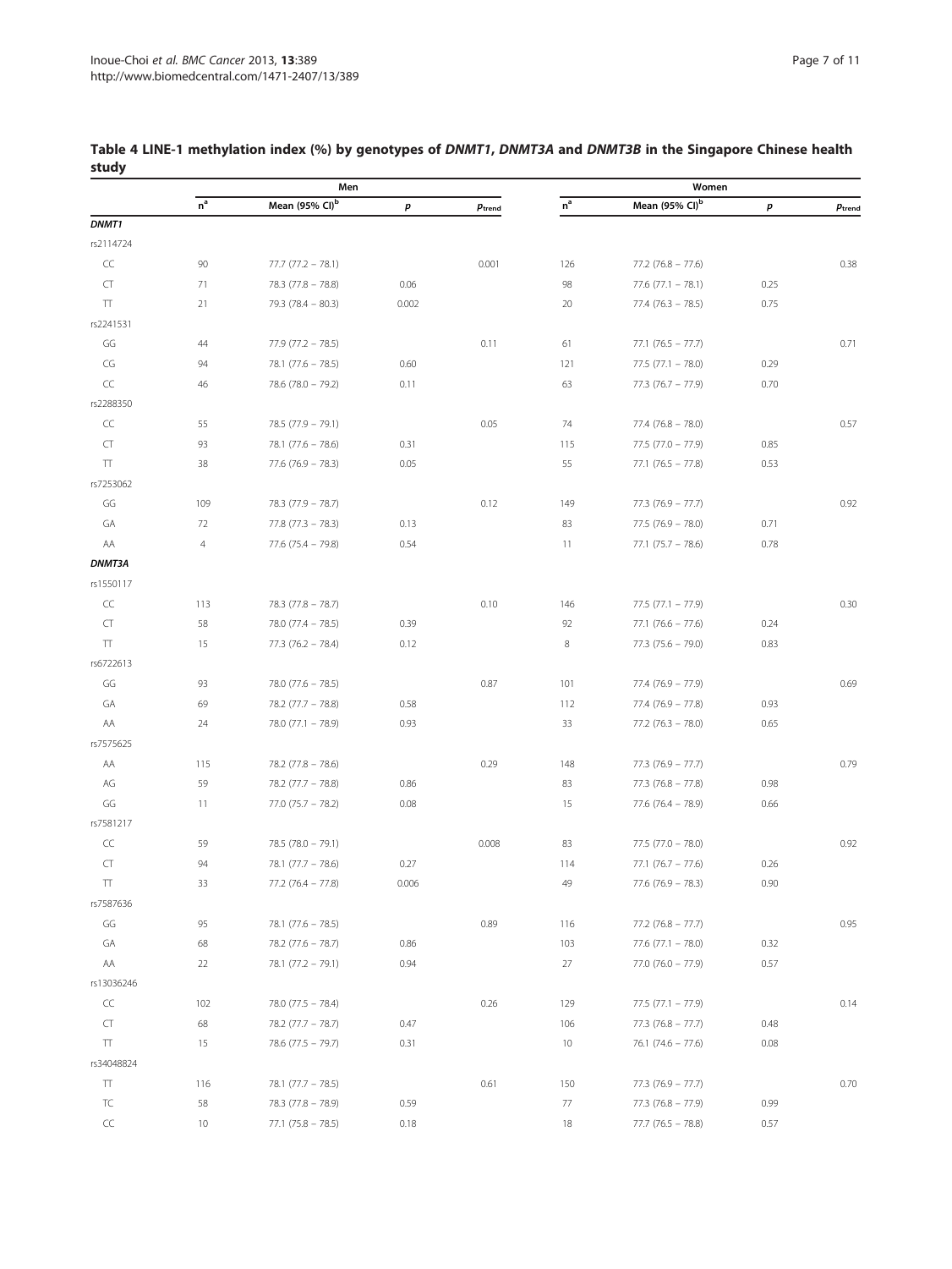**Table 4 LINE-1 methylation index (%) by genotypes of *DNMT1*, *DNMT3A* and *DNMT3B* in the Singapore Chinese health study**

| | Men | | | | Women | | | |
|---|---|---|---|---|---|---|---|---|
| | n[a] | Mean (95% CI)[b] | $p$ | $p_{trend}$ | n[a] | Mean (95% CI)[b] | $p$ | $p_{trend}$ |
| ***DNMT1*** | | | | | | | | |
| rs2114724 | | | | | | | | |
| CC | 90 | 77.7 (77.2 – 78.1) | | 0.001 | 126 | 77.2 (76.8 – 77.6) | | 0.38 |
| CT | 71 | 78.3 (77.8 – 78.8) | 0.06 | | 98 | 77.6 (77.1 – 78.1) | 0.25 | |
| TT | 21 | 79.3 (78.4 – 80.3) | 0.002 | | 20 | 77.4 (76.3 – 78.5) | 0.75 | |
| rs2241531 | | | | | | | | |
| GG | 44 | 77.9 (77.2 – 78.5) | | 0.11 | 61 | 77.1 (76.5 – 77.7) | | 0.71 |
| CG | 94 | 78.1 (77.6 – 78.5) | 0.60 | | 121 | 77.5 (77.1 – 78.0) | 0.29 | |
| CC | 46 | 78.6 (78.0 – 79.2) | 0.11 | | 63 | 77.3 (76.7 – 77.9) | 0.70 | |
| rs2288350 | | | | | | | | |
| CC | 55 | 78.5 (77.9 – 79.1) | | 0.05 | 74 | 77.4 (76.8 – 78.0) | | 0.57 |
| CT | 93 | 78.1 (77.6 – 78.6) | 0.31 | | 115 | 77.5 (77.0 – 77.9) | 0.85 | |
| TT | 38 | 77.6 (76.9 – 78.3) | 0.05 | | 55 | 77.1 (76.5 – 77.8) | 0.53 | |
| rs7253062 | | | | | | | | |
| GG | 109 | 78.3 (77.9 – 78.7) | | 0.12 | 149 | 77.3 (76.9 – 77.7) | | 0.92 |
| GA | 72 | 77.8 (77.3 – 78.3) | 0.13 | | 83 | 77.5 (76.9 – 78.0) | 0.71 | |
| AA | 4 | 77.6 (75.4 – 79.8) | 0.54 | | 11 | 77.1 (75.7 – 78.6) | 0.78 | |
| ***DNMT3A*** | | | | | | | | |
| rs1550117 | | | | | | | | |
| CC | 113 | 78.3 (77.8 – 78.7) | | 0.10 | 146 | 77.5 (77.1 – 77.9) | | 0.30 |
| CT | 58 | 78.0 (77.4 – 78.5) | 0.39 | | 92 | 77.1 (76.6 – 77.6) | 0.24 | |
| TT | 15 | 77.3 (76.2 – 78.4) | 0.12 | | 8 | 77.3 (75.6 – 79.0) | 0.83 | |
| rs6722613 | | | | | | | | |
| GG | 93 | 78.0 (77.6 – 78.5) | | 0.87 | 101 | 77.4 (76.9 – 77.9) | | 0.69 |
| GA | 69 | 78.2 (77.7 – 78.8) | 0.58 | | 112 | 77.4 (76.9 – 77.8) | 0.93 | |
| AA | 24 | 78.0 (77.1 – 78.9) | 0.93 | | 33 | 77.2 (76.3 – 78.0) | 0.65 | |
| rs7575625 | | | | | | | | |
| AA | 115 | 78.2 (77.8 – 78.6) | | 0.29 | 148 | 77.3 (76.9 – 77.7) | | 0.79 |
| AG | 59 | 78.2 (77.7 – 78.8) | 0.86 | | 83 | 77.3 (76.8 – 77.8) | 0.98 | |
| GG | 11 | 77.0 (75.7 – 78.2) | 0.08 | | 15 | 77.6 (76.4 – 78.9) | 0.66 | |
| rs7581217 | | | | | | | | |
| CC | 59 | 78.5 (78.0 – 79.1) | | 0.008 | 83 | 77.5 (77.0 – 78.0) | | 0.92 |
| CT | 94 | 78.1 (77.7 – 78.6) | 0.27 | | 114 | 77.1 (76.7 – 77.6) | 0.26 | |
| TT | 33 | 77.2 (76.4 – 77.8) | 0.006 | | 49 | 77.6 (76.9 – 78.3) | 0.90 | |
| rs7587636 | | | | | | | | |
| GG | 95 | 78.1 (77.6 – 78.5) | | 0.89 | 116 | 77.2 (76.8 – 77.7) | | 0.95 |
| GA | 68 | 78.2 (77.6 – 78.7) | 0.86 | | 103 | 77.6 (77.1 – 78.0) | 0.32 | |
| AA | 22 | 78.1 (77.2 – 79.1) | 0.94 | | 27 | 77.0 (76.0 – 77.9) | 0.57 | |
| rs13036246 | | | | | | | | |
| CC | 102 | 78.0 (77.5 – 78.4) | | 0.26 | 129 | 77.5 (77.1 – 77.9) | | 0.14 |
| CT | 68 | 78.2 (77.7 – 78.7) | 0.47 | | 106 | 77.3 (76.8 – 77.7) | 0.48 | |
| TT | 15 | 78.6 (77.5 – 79.7) | 0.31 | | 10 | 76.1 (74.6 – 77.6) | 0.08 | |
| rs34048824 | | | | | | | | |
| TT | 116 | 78.1 (77.7 – 78.5) | | 0.61 | 150 | 77.3 (76.9 – 77.7) | | 0.70 |
| TC | 58 | 78.3 (77.8 – 78.9) | 0.59 | | 77 | 77.3 (76.8 – 77.9) | 0.99 | |
| CC | 10 | 77.1 (75.8 – 78.5) | 0.18 | | 18 | 77.7 (76.5 – 78.8) | 0.57 | |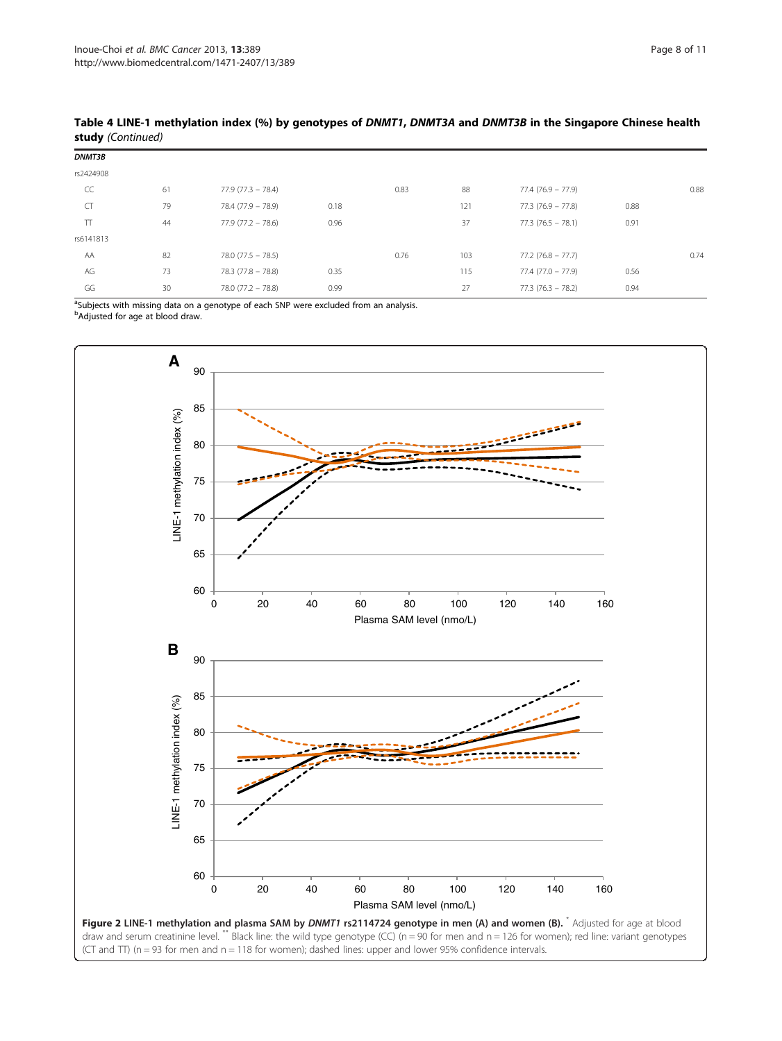**Table 4 LINE-1 methylation index (%) by genotypes of *DNMT1*, *DNMT3A* and *DNMT3B* in the Singapore Chinese health study** *(Continued)*

| | | | | | | | | |
|---|---|---|---|---|---|---|---|---|
| ***DNMT3B*** | | | | | | | | |
| rs2424908 | | | | | | | | |
| CC | 61 | 77.9 (77.3 – 78.4) | | 0.83 | 88 | 77.4 (76.9 – 77.9) | | 0.88 |
| CT | 79 | 78.4 (77.9 – 78.9) | 0.18 | | 121 | 77.3 (76.9 – 77.8) | 0.88 | |
| TT | 44 | 77.9 (77.2 – 78.6) | 0.96 | | 37 | 77.3 (76.5 – 78.1) | 0.91 | |
| rs6141813 | | | | | | | | |
| AA | 82 | 78.0 (77.5 – 78.5) | | 0.76 | 103 | 77.2 (76.8 – 77.7) | | 0.74 |
| AG | 73 | 78.3 (77.8 – 78.8) | 0.35 | | 115 | 77.4 (77.0 – 77.9) | 0.56 | |
| GG | 30 | 78.0 (77.2 – 78.8) | 0.99 | | 27 | 77.3 (76.3 – 78.2) | 0.94 | |

[a]Subjects with missing data on a genotype of each SNP were excluded from an analysis.
[b]Adjusted for age at blood draw.

**Figure 2 LINE-1 methylation and plasma SAM by *DNMT1* rs2114724 genotype in men (A) and women (B).** [*] Adjusted for age at blood draw and serum creatinine level. [**] Black line: the wild type genotype (CC) (n = 90 for men and n = 126 for women); red line: variant genotypes (CT and TT) (n = 93 for men and n = 118 for women); dashed lines: upper and lower 95% confidence intervals.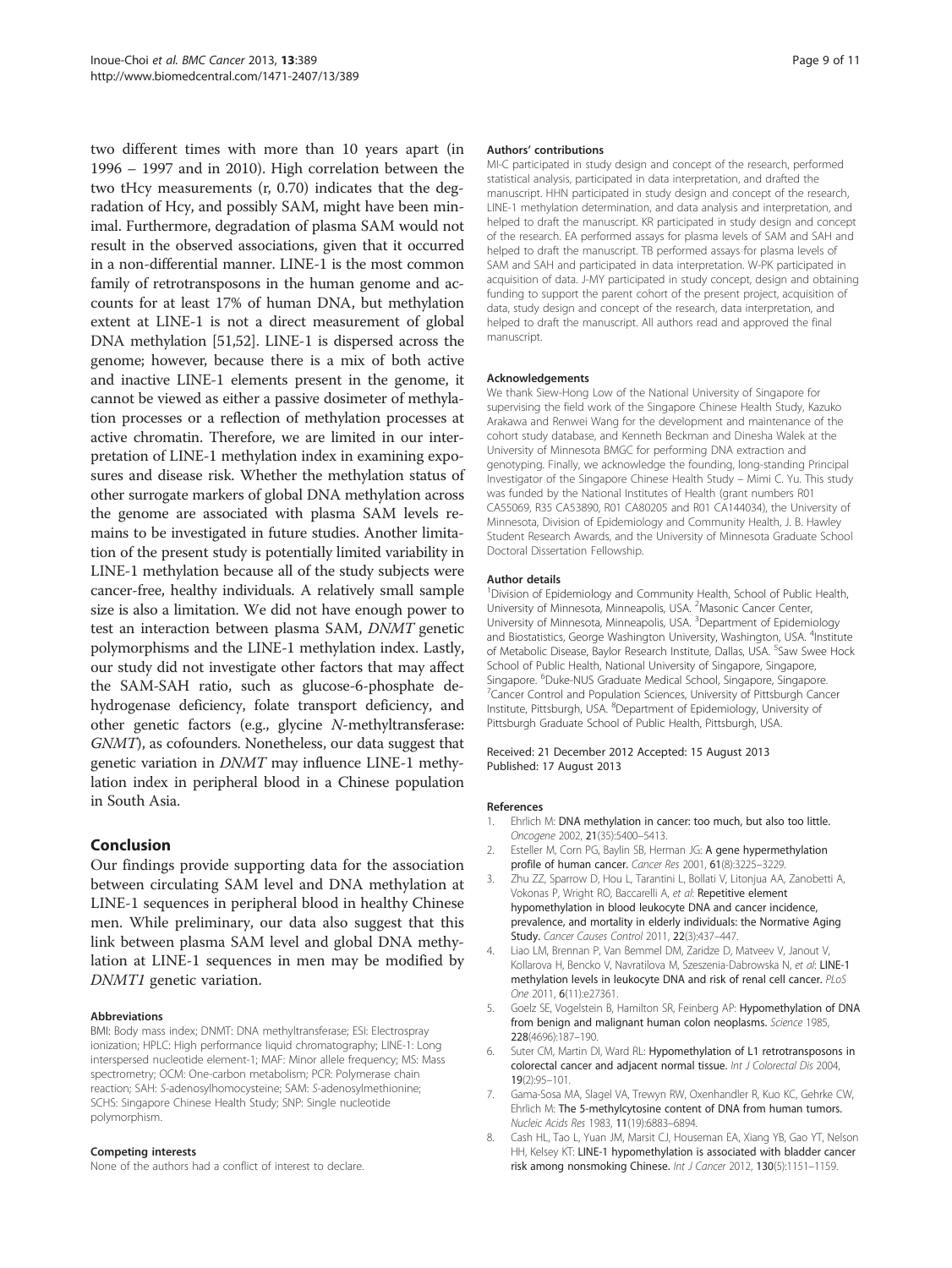two different times with more than 10 years apart (in 1996 – 1997 and in 2010). High correlation between the two tHcy measurements (r, 0.70) indicates that the degradation of Hcy, and possibly SAM, might have been minimal. Furthermore, degradation of plasma SAM would not result in the observed associations, given that it occurred in a non-differential manner. LINE-1 is the most common family of retrotransposons in the human genome and accounts for at least 17% of human DNA, but methylation extent at LINE-1 is not a direct measurement of global DNA methylation [51,52]. LINE-1 is dispersed across the genome; however, because there is a mix of both active and inactive LINE-1 elements present in the genome, it cannot be viewed as either a passive dosimeter of methylation processes or a reflection of methylation processes at active chromatin. Therefore, we are limited in our interpretation of LINE-1 methylation index in examining exposures and disease risk. Whether the methylation status of other surrogate markers of global DNA methylation across the genome are associated with plasma SAM levels remains to be investigated in future studies. Another limitation of the present study is potentially limited variability in LINE-1 methylation because all of the study subjects were cancer-free, healthy individuals. A relatively small sample size is also a limitation. We did not have enough power to test an interaction between plasma SAM, *DNMT* genetic polymorphisms and the LINE-1 methylation index. Lastly, our study did not investigate other factors that may affect the SAM-SAH ratio, such as glucose-6-phosphate dehydrogenase deficiency, folate transport deficiency, and other genetic factors (e.g., glycine *N*-methyltransferase: *GNMT*), as cofounders. Nonetheless, our data suggest that genetic variation in *DNMT* may influence LINE-1 methylation index in peripheral blood in a Chinese population in South Asia.

## Conclusion

Our findings provide supporting data for the association between circulating SAM level and DNA methylation at LINE-1 sequences in peripheral blood in healthy Chinese men. While preliminary, our data also suggest that this link between plasma SAM level and global DNA methylation at LINE-1 sequences in men may be modified by *DNMT1* genetic variation.

#### Abbreviations

BMI: Body mass index; DNMT: DNA methyltransferase; ESI: Electrospray ionization; HPLC: High performance liquid chromatography; LINE-1: Long interspersed nucleotide element-1; MAF: Minor allele frequency; MS: Mass spectrometry; OCM: One-carbon metabolism; PCR: Polymerase chain reaction; SAH: *S*-adenosylhomocysteine; SAM: *S*-adenosylmethionine; SCHS: Singapore Chinese Health Study; SNP: Single nucleotide polymorphism.

#### Competing interests

None of the authors had a conflict of interest to declare.

#### Authors' contributions

MI-C participated in study design and concept of the research, performed statistical analysis, participated in data interpretation, and drafted the manuscript. HHN participated in study design and concept of the research, LINE-1 methylation determination, and data analysis and interpretation, and helped to draft the manuscript. KR participated in study design and concept of the research. EA performed assays for plasma levels of SAM and SAH and helped to draft the manuscript. TB performed assays for plasma levels of SAM and SAH and participated in data interpretation. W-PK participated in acquisition of data. J-MY participated in study concept, design and obtaining funding to support the parent cohort of the present project, acquisition of data, study design and concept of the research, data interpretation, and helped to draft the manuscript. All authors read and approved the final manuscript.

#### Acknowledgements

We thank Siew-Hong Low of the National University of Singapore for supervising the field work of the Singapore Chinese Health Study, Kazuko Arakawa and Renwei Wang for the development and maintenance of the cohort study database, and Kenneth Beckman and Dinesha Walek at the University of Minnesota BMGC for performing DNA extraction and genotyping. Finally, we acknowledge the founding, long-standing Principal Investigator of the Singapore Chinese Health Study – Mimi C. Yu. This study was funded by the National Institutes of Health (grant numbers R01 CA55069, R35 CA53890, R01 CA80205 and R01 CA144034), the University of Minnesota, Division of Epidemiology and Community Health, J. B. Hawley Student Research Awards, and the University of Minnesota Graduate School Doctoral Dissertation Fellowship.

#### Author details

[1]Division of Epidemiology and Community Health, School of Public Health, University of Minnesota, Minneapolis, USA. [2]Masonic Cancer Center, University of Minnesota, Minneapolis, USA. [3]Department of Epidemiology and Biostatistics, George Washington University, Washington, USA. [4]Institute of Metabolic Disease, Baylor Research Institute, Dallas, USA. [5]Saw Swee Hock School of Public Health, National University of Singapore, Singapore, Singapore. [6]Duke-NUS Graduate Medical School, Singapore, Singapore. [7]Cancer Control and Population Sciences, University of Pittsburgh Cancer Institute, Pittsburgh, USA. [8]Department of Epidemiology, University of Pittsburgh Graduate School of Public Health, Pittsburgh, USA.

Received: 21 December 2012 Accepted: 15 August 2013
Published: 17 August 2013

#### References

1. Ehrlich M: **DNA methylation in cancer: too much, but also too little.** *Oncogene* 2002, **21**(35):5400–5413.
2. Esteller M, Corn PG, Baylin SB, Herman JG: **A gene hypermethylation profile of human cancer.** *Cancer Res* 2001, **61**(8):3225–3229.
3. Zhu ZZ, Sparrow D, Hou L, Tarantini L, Bollati V, Litonjua AA, Zanobetti A, Vokonas P, Wright RO, Baccarelli A, *et al*: **Repetitive element hypomethylation in blood leukocyte DNA and cancer incidence, prevalence, and mortality in elderly individuals: the Normative Aging Study.** *Cancer Causes Control* 2011, **22**(3):437–447.
4. Liao LM, Brennan P, Van Bemmel DM, Zaridze D, Matveev V, Janout V, Kollarova H, Bencko V, Navratilova M, Szeszenia-Dabrowska N, *et al*: **LINE-1 methylation levels in leukocyte DNA and risk of renal cell cancer.** *PLoS One* 2011, **6**(11):e27361.
5. Goelz SE, Vogelstein B, Hamilton SR, Feinberg AP: **Hypomethylation of DNA from benign and malignant human colon neoplasms.** *Science* 1985, **228**(4696):187–190.
6. Suter CM, Martin DI, Ward RL: **Hypomethylation of L1 retrotransposons in colorectal cancer and adjacent normal tissue.** *Int J Colorectal Dis* 2004, **19**(2):95–101.
7. Gama-Sosa MA, Slagel VA, Trewyn RW, Oxenhandler R, Kuo KC, Gehrke CW, Ehrlich M: **The 5-methylcytosine content of DNA from human tumors.** *Nucleic Acids Res* 1983, **11**(19):6883–6894.
8. Cash HL, Tao L, Yuan JM, Marsit CJ, Houseman EA, Xiang YB, Gao YT, Nelson HH, Kelsey KT: **LINE-1 hypomethylation is associated with bladder cancer risk among nonsmoking Chinese.** *Int J Cancer* 2012, **130**(5):1151–1159.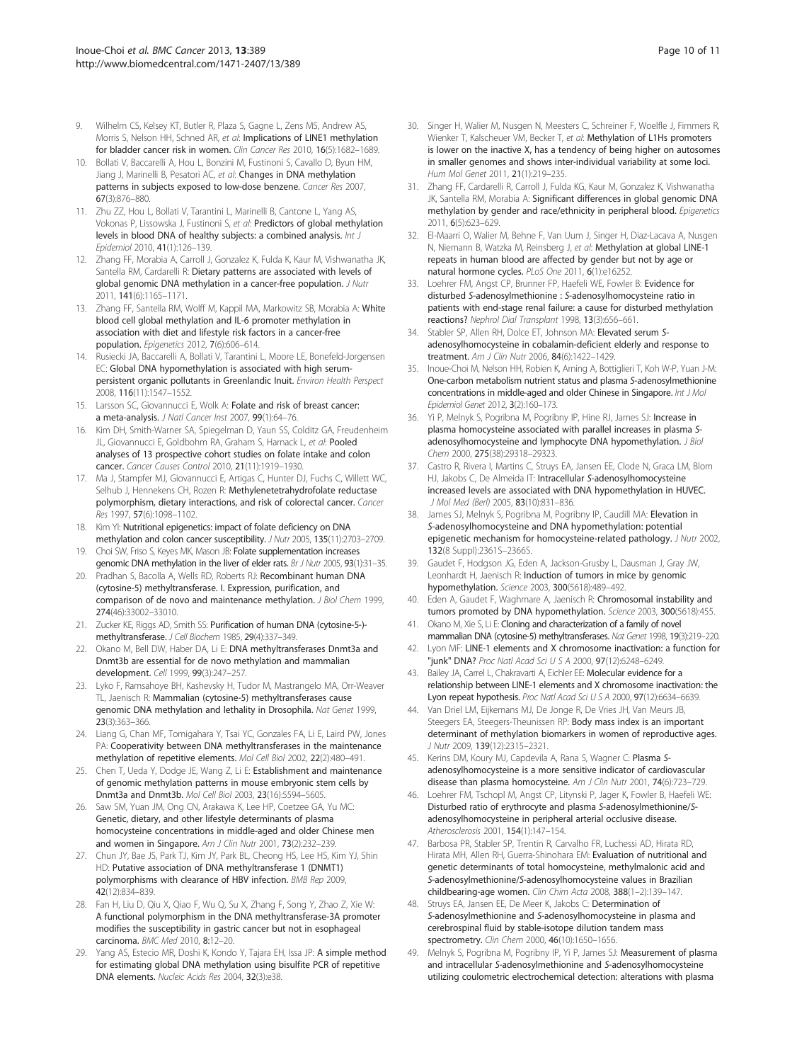9. Wilhelm CS, Kelsey KT, Butler R, Plaza S, Gagne L, Zens MS, Andrew AS, Morris S, Nelson HH, Schned AR, *et al*: **Implications of LINE1 methylation for bladder cancer risk in women.** *Clin Cancer Res* 2010, **16**(5):1682–1689.
10. Bollati V, Baccarelli A, Hou L, Bonzini M, Fustinoni S, Cavallo D, Byun HM, Jiang J, Marinelli B, Pesatori AC, *et al*: **Changes in DNA methylation patterns in subjects exposed to low-dose benzene.** *Cancer Res* 2007, **67**(3):876–880.
11. Zhu ZZ, Hou L, Bollati V, Tarantini L, Marinelli B, Cantone L, Yang AS, Vokonas P, Lissowska J, Fustinoni S, *et al*: **Predictors of global methylation levels in blood DNA of healthy subjects: a combined analysis.** *Int J Epidemiol* 2010, **41**(1):126–139.
12. Zhang FF, Morabia A, Carroll J, Gonzalez K, Fulda K, Kaur M, Vishwanatha JK, Santella RM, Cardarelli R: **Dietary patterns are associated with levels of global genomic DNA methylation in a cancer-free population.** *J Nutr* 2011, **141**(6):1165–1171.
13. Zhang FF, Santella RM, Wolff M, Kappil MA, Markowitz SB, Morabia A: **White blood cell global methylation and IL-6 promoter methylation in association with diet and lifestyle risk factors in a cancer-free population.** *Epigenetics* 2012, **7**(6):606–614.
14. Rusiecki JA, Baccarelli A, Bollati V, Tarantini L, Moore LE, Bonefeld-Jorgensen EC: **Global DNA hypomethylation is associated with high serum-persistent organic pollutants in Greenlandic Inuit.** *Environ Health Perspect* 2008, **116**(11):1547–1552.
15. Larsson SC, Giovannucci E, Wolk A: **Folate and risk of breast cancer: a meta-analysis.** *J Natl Cancer Inst* 2007, **99**(1):64–76.
16. Kim DH, Smith-Warner SA, Spiegelman D, Yaun SS, Colditz GA, Freudenheim JL, Giovannucci E, Goldbohm RA, Graham S, Harnack L, *et al*: **Pooled analyses of 13 prospective cohort studies on folate intake and colon cancer.** *Cancer Causes Control* 2010, **21**(11):1919–1930.
17. Ma J, Stampfer MJ, Giovannucci E, Artigas C, Hunter DJ, Fuchs C, Willett WC, Selhub J, Hennekens CH, Rozen R: **Methylenetetrahydrofolate reductase polymorphism, dietary interactions, and risk of colorectal cancer.** *Cancer Res* 1997, **57**(6):1098–1102.
18. Kim YI: **Nutritional epigenetics: impact of folate deficiency on DNA methylation and colon cancer susceptibility.** *J Nutr* 2005, **135**(11):2703–2709.
19. Choi SW, Friso S, Keyes MK, Mason JB: **Folate supplementation increases genomic DNA methylation in the liver of elder rats.** *Br J Nutr* 2005, **93**(1):31–35.
20. Pradhan S, Bacolla A, Wells RD, Roberts RJ: **Recombinant human DNA (cytosine-5) methyltransferase. I. Expression, purification, and comparison of de novo and maintenance methylation.** *J Biol Chem* 1999, **274**(46):33002–33010.
21. Zucker KE, Riggs AD, Smith SS: **Purification of human DNA (cytosine-5-)-methyltransferase.** *J Cell Biochem* 1985, **29**(4):337–349.
22. Okano M, Bell DW, Haber DA, Li E: **DNA methyltransferases Dnmt3a and Dnmt3b are essential for de novo methylation and mammalian development.** *Cell* 1999, **99**(3):247–257.
23. Lyko F, Ramsahoye BH, Kashevsky H, Tudor M, Mastrangelo MA, Orr-Weaver TL, Jaenisch R: **Mammalian (cytosine-5) methyltransferases cause genomic DNA methylation and lethality in Drosophila.** *Nat Genet* 1999, **23**(3):363–366.
24. Liang G, Chan MF, Tomigahara Y, Tsai YC, Gonzales FA, Li E, Laird PW, Jones PA: **Cooperativity between DNA methyltransferases in the maintenance methylation of repetitive elements.** *Mol Cell Biol* 2002, **22**(2):480–491.
25. Chen T, Ueda Y, Dodge JE, Wang Z, Li E: **Establishment and maintenance of genomic methylation patterns in mouse embryonic stem cells by Dnmt3a and Dnmt3b.** *Mol Cell Biol* 2003, **23**(16):5594–5605.
26. Saw SM, Yuan JM, Ong CN, Arakawa K, Lee HP, Coetzee GA, Yu MC: **Genetic, dietary, and other lifestyle determinants of plasma homocysteine concentrations in middle-aged and older Chinese men and women in Singapore.** *Am J Clin Nutr* 2001, **73**(2):232–239.
27. Chun JY, Bae JS, Park TJ, Kim JY, Park BL, Cheong HS, Lee HS, Kim YJ, Shin HD: **Putative association of DNA methyltransferase 1 (DNMT1) polymorphisms with clearance of HBV infection.** *BMB Rep* 2009, **42**(12):834–839.
28. Fan H, Liu D, Qiu X, Qiao F, Wu Q, Su X, Zhang F, Song Y, Zhao Z, Xie W: **A functional polymorphism in the DNA methyltransferase-3A promoter modifies the susceptibility in gastric cancer but not in esophageal carcinoma.** *BMC Med* 2010, **8**:12–20.
29. Yang AS, Estecio MR, Doshi K, Kondo Y, Tajara EH, Issa JP: **A simple method for estimating global DNA methylation using bisulfite PCR of repetitive DNA elements.** *Nucleic Acids Res* 2004, **32**(3):e38.
30. Singer H, Walier M, Nusgen N, Meesters C, Schreiner F, Woelfle J, Fimmers R, Wienker T, Kalscheuer VM, Becker T, *et al*: **Methylation of L1Hs promoters is lower on the inactive X, has a tendency of being higher on autosomes in smaller genomes and shows inter-individual variability at some loci.** *Hum Mol Genet* 2011, **21**(1):219–235.
31. Zhang FF, Cardarelli R, Carroll J, Fulda KG, Kaur M, Gonzalez K, Vishwanatha JK, Santella RM, Morabia A: **Significant differences in global genomic DNA methylation by gender and race/ethnicity in peripheral blood.** *Epigenetics* 2011, **6**(5):623–629.
32. El-Maarri O, Walier M, Behne F, Van Uum J, Singer H, Diaz-Lacava A, Nusgen N, Niemann B, Watzka M, Reinsberg J, *et al*: **Methylation at global LINE-1 repeats in human blood are affected by gender but not by age or natural hormone cycles.** *PLoS One* 2011, **6**(1):e16252.
33. Loehrer FM, Angst CP, Brunner FP, Haefeli WE, Fowler B: **Evidence for disturbed S-adenosylmethionine : S-adenosylhomocysteine ratio in patients with end-stage renal failure: a cause for disturbed methylation reactions?** *Nephrol Dial Transplant* 1998, **13**(3):656–661.
34. Stabler SP, Allen RH, Dolce ET, Johnson MA: **Elevated serum S-adenosylhomocysteine in cobalamin-deficient elderly and response to treatment.** *Am J Clin Nutr* 2006, **84**(6):1422–1429.
35. Inoue-Choi M, Nelson HH, Robien K, Arning A, Bottiglieri T, Koh W-P, Yuan J-M: **One-carbon metabolism nutrient status and plasma S-adenosylmethionine concentrations in middle-aged and older Chinese in Singapore.** *Int J Mol Epidemiol Genet* 2012, **3**(2):160–173.
36. Yi P, Melnyk S, Pogribna M, Pogribny IP, Hine RJ, James SJ: **Increase in plasma homocysteine associated with parallel increases in plasma S-adenosylhomocysteine and lymphocyte DNA hypomethylation.** *J Biol Chem* 2000, **275**(38):29318–29323.
37. Castro R, Rivera I, Martins C, Struys EA, Jansen EE, Clode N, Graca LM, Blom HJ, Jakobs C, De Almeida IT: **Intracellular S-adenosylhomocysteine increased levels are associated with DNA hypomethylation in HUVEC.** *J Mol Med (Berl)* 2005, **83**(10):831–836.
38. James SJ, Melnyk S, Pogribna M, Pogribny IP, Caudill MA: **Elevation in S-adenosylhomocysteine and DNA hypomethylation: potential epigenetic mechanism for homocysteine-related pathology.** *J Nutr* 2002, **132**(8 Suppl):2361S–2366S.
39. Gaudet F, Hodgson JG, Eden A, Jackson-Grusby L, Dausman J, Gray JW, Leonhardt H, Jaenisch R: **Induction of tumors in mice by genomic hypomethylation.** *Science* 2003, **300**(5618):489–492.
40. Eden A, Gaudet F, Waghmare A, Jaenisch R: **Chromosomal instability and tumors promoted by DNA hypomethylation.** *Science* 2003, **300**(5618):455.
41. Okano M, Xie S, Li E: **Cloning and characterization of a family of novel mammalian DNA (cytosine-5) methyltransferases.** *Nat Genet* 1998, **19**(3):219–220.
42. Lyon MF: **LINE-1 elements and X chromosome inactivation: a function for "junk" DNA?** *Proc Natl Acad Sci U S A* 2000, **97**(12):6248–6249.
43. Bailey JA, Carrel L, Chakravarti A, Eichler EE: **Molecular evidence for a relationship between LINE-1 elements and X chromosome inactivation: the Lyon repeat hypothesis.** *Proc Natl Acad Sci U S A* 2000, **97**(12):6634–6639.
44. Van Driel LM, Eijkemans MJ, De Jonge R, De Vries JH, Van Meurs JB, Steegers EA, Steegers-Theunissen RP: **Body mass index is an important determinant of methylation biomarkers in women of reproductive ages.** *J Nutr* 2009, **139**(12):2315–2321.
45. Kerins DM, Koury MJ, Capdevila A, Rana S, Wagner C: **Plasma S-adenosylhomocysteine is a more sensitive indicator of cardiovascular disease than plasma homocysteine.** *Am J Clin Nutr* 2001, **74**(6):723–729.
46. Loehrer FM, Tschopl M, Angst CP, Litynski P, Jager K, Fowler B, Haefeli WE: **Disturbed ratio of erythrocyte and plasma S-adenosylmethionine/S-adenosylhomocysteine in peripheral arterial occlusive disease.** *Atherosclerosis* 2001, **154**(1):147–154.
47. Barbosa PR, Stabler SP, Trentin R, Carvalho FR, Luchessi AD, Hirata RD, Hirata MH, Allen RH, Guerra-Shinohara EM: **Evaluation of nutritional and genetic determinants of total homocysteine, methylmalonic acid and S-adenosylmethionine/S-adenosylhomocysteine values in Brazilian childbearing-age women.** *Clin Chim Acta* 2008, **388**(1–2):139–147.
48. Struys EA, Jansen EE, De Meer K, Jakobs C: **Determination of S-adenosylmethionine and S-adenosylhomocysteine in plasma and cerebrospinal fluid by stable-isotope dilution tandem mass spectrometry.** *Clin Chem* 2000, **46**(10):1650–1656.
49. Melnyk S, Pogribna M, Pogribny IP, Yi P, James SJ: **Measurement of plasma and intracellular S-adenosylmethionine and S-adenosylhomocysteine utilizing coulometric electrochemical detection: alterations with plasma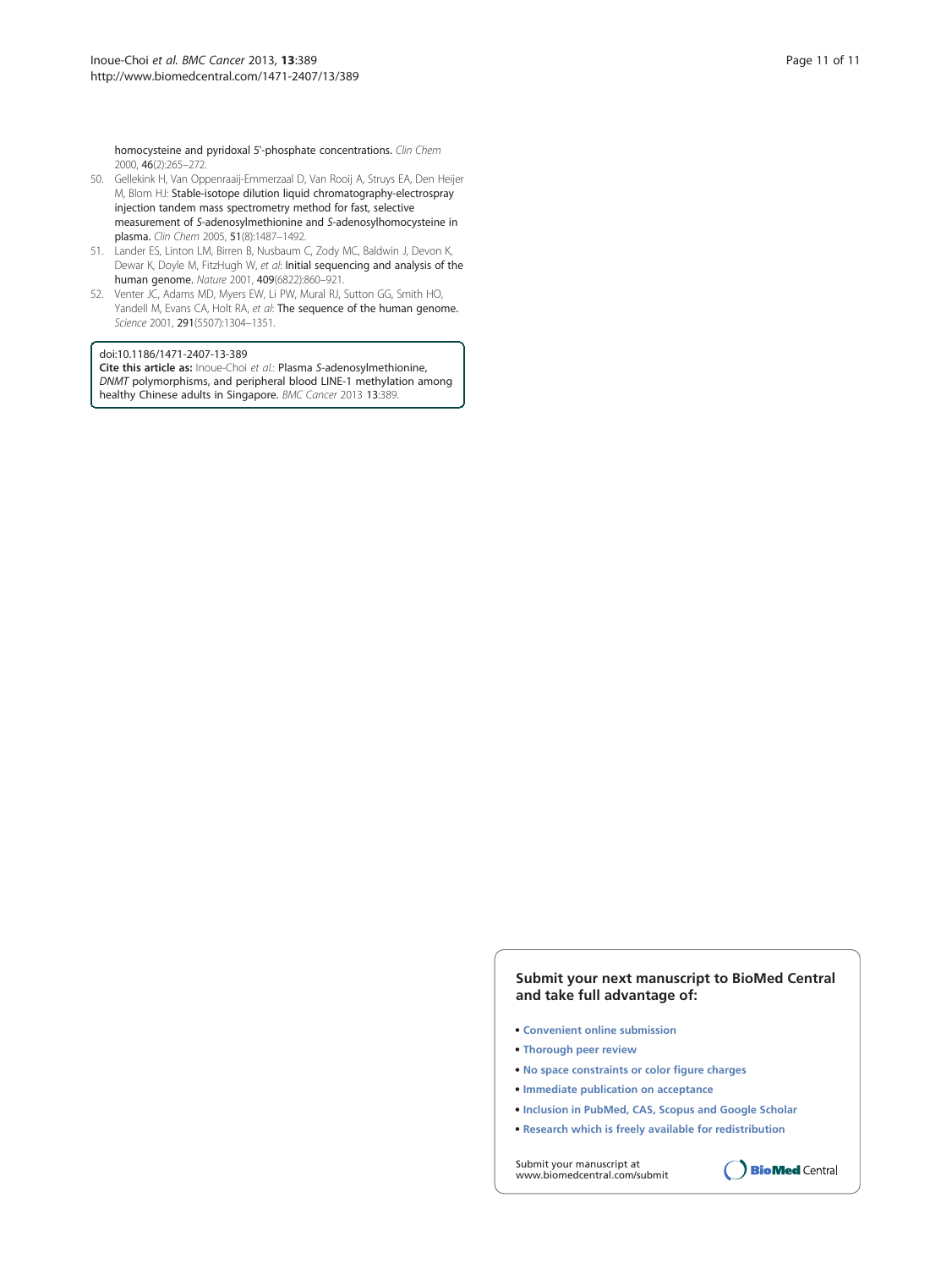homocysteine and pyridoxal 5'-phosphate concentrations. *Clin Chem* 2000, **46**(2):265–272.

50. Gellekink H, Van Oppenraaij-Emmerzaal D, Van Rooij A, Struys EA, Den Heijer M, Blom HJ: **Stable-isotope dilution liquid chromatography-electrospray injection tandem mass spectrometry method for fast, selective measurement of *S*-adenosylmethionine and *S*-adenosylhomocysteine in plasma.** *Clin Chem* 2005, **51**(8):1487–1492.
51. Lander ES, Linton LM, Birren B, Nusbaum C, Zody MC, Baldwin J, Devon K, Dewar K, Doyle M, FitzHugh W, *et al*: **Initial sequencing and analysis of the human genome.** *Nature* 2001, **409**(6822):860–921.
52. Venter JC, Adams MD, Myers EW, Li PW, Mural RJ, Sutton GG, Smith HO, Yandell M, Evans CA, Holt RA, *et al*: **The sequence of the human genome.** *Science* 2001, **291**(5507):1304–1351.

doi:10.1186/1471-2407-13-389

**Cite this article as:** Inoue-Choi *et al.*: Plasma *S*-adenosylmethionine, *DNMT* polymorphisms, and peripheral blood LINE-1 methylation among healthy Chinese adults in Singapore. *BMC Cancer* 2013 **13**:389.

**Submit your next manuscript to BioMed Central and take full advantage of:**

- **Convenient online submission**
- **Thorough peer review**
- **No space constraints or color figure charges**
- **Immediate publication on acceptance**
- **Inclusion in PubMed, CAS, Scopus and Google Scholar**
- **Research which is freely available for redistribution**

Submit your manuscript at
www.biomedcentral.com/submit

BioMed Central